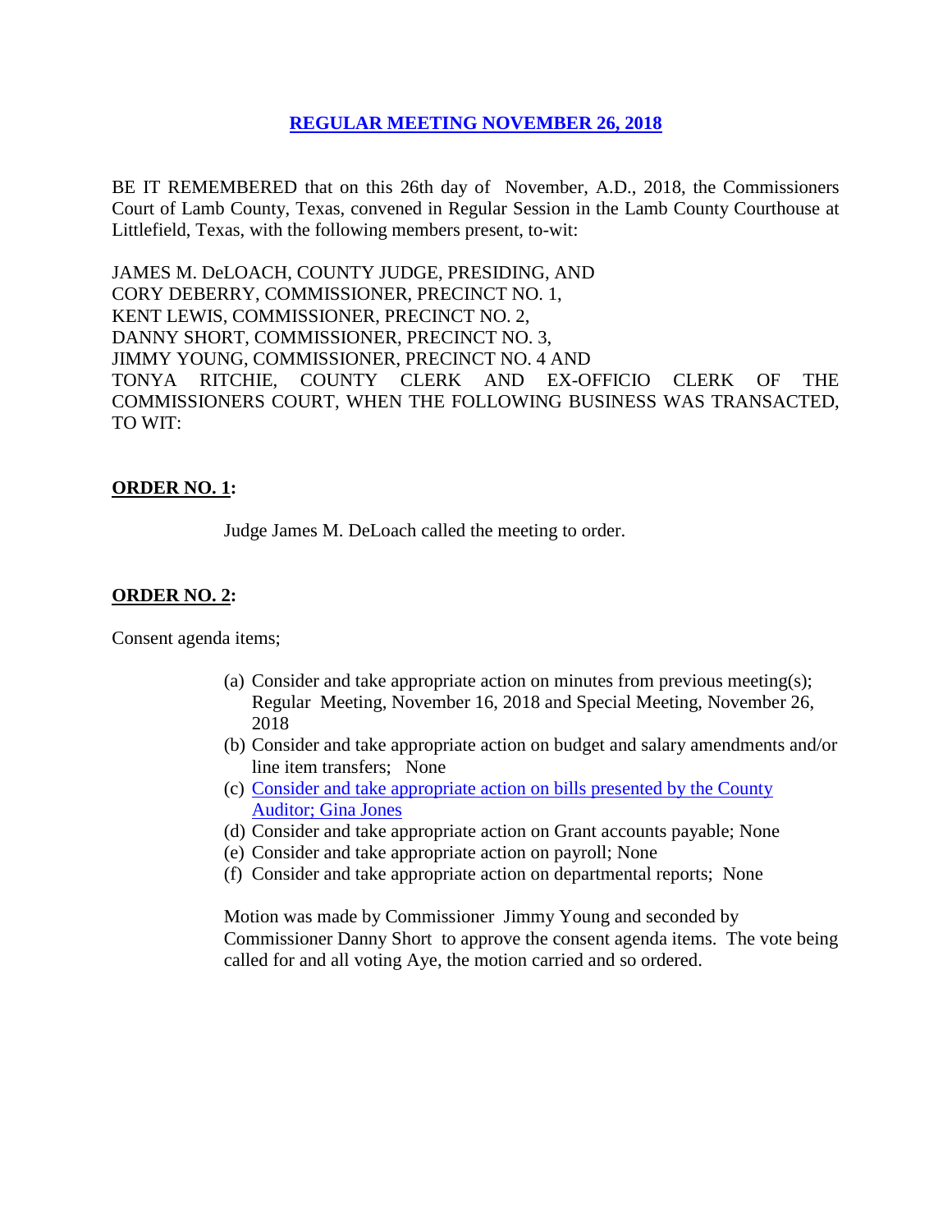# REGULAR MEETING NOVEMBER 26, 2018

BE IT REMEMBERED that on this 26th day of November, A.D., 2018, the Commissioners Court of Lamb County, Texas, convened in Regular Session in the Lamb County Courthouse at Littlefield, Texas, with the following members present, to-wit:

JAMES M. DeLOACH, COUNTY JUDGE, PRESIDING, AND
CORY DEBERRY, COMMISSIONER, PRECINCT NO. 1,
KENT LEWIS, COMMISSIONER, PRECINCT NO. 2,
DANNY SHORT, COMMISSIONER, PRECINCT NO. 3,
JIMMY YOUNG, COMMISSIONER, PRECINCT NO. 4 AND
TONYA RITCHIE, COUNTY CLERK AND EX-OFFICIO CLERK OF THE COMMISSIONERS COURT, WHEN THE FOLLOWING BUSINESS WAS TRANSACTED, TO WIT:

**ORDER NO. 1:**

Judge James M. DeLoach called the meeting to order.

**ORDER NO. 2:**

Consent agenda items;

(a) Consider and take appropriate action on minutes from previous meeting(s); Regular Meeting, November 16, 2018 and Special Meeting, November 26, 2018
(b) Consider and take appropriate action on budget and salary amendments and/or line item transfers; None
(c) Consider and take appropriate action on bills presented by the County Auditor; Gina Jones
(d) Consider and take appropriate action on Grant accounts payable; None
(e) Consider and take appropriate action on payroll; None
(f) Consider and take appropriate action on departmental reports; None

Motion was made by Commissioner Jimmy Young and seconded by Commissioner Danny Short to approve the consent agenda items. The vote being called for and all voting Aye, the motion carried and so ordered.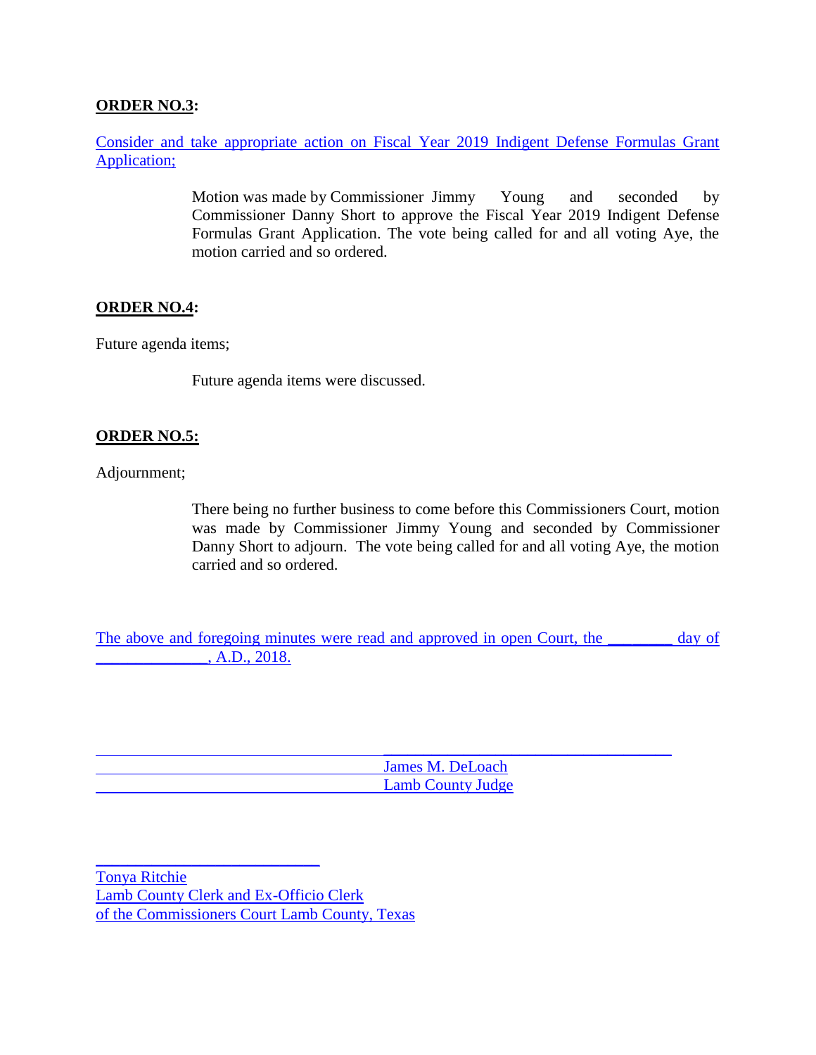**ORDER NO.3:**

Consider and take appropriate action on Fiscal Year 2019 Indigent Defense Formulas Grant Application;

Motion was made by Commissioner Jimmy Young and seconded by Commissioner Danny Short to approve the Fiscal Year 2019 Indigent Defense Formulas Grant Application. The vote being called for and all voting Aye, the motion carried and so ordered.

**ORDER NO.4:**

Future agenda items;

Future agenda items were discussed.

**ORDER NO.5:**

Adjournment;

There being no further business to come before this Commissioners Court, motion was made by Commissioner Jimmy Young and seconded by Commissioner Danny Short to adjourn. The vote being called for and all voting Aye, the motion carried and so ordered.

The above and foregoing minutes were read and approved in open Court, the ________ day of ______________, A.D., 2018.

\_\_\_\_\_\_\_\_\_\_\_\_\_\_\_\_\_\_\_\_\_\_\_\_\_\_\_\_\_\_\_\_\_\_
James M. DeLoach
Lamb County Judge

\_\_\_\_\_\_\_\_\_\_\_\_\_\_\_\_\_\_\_\_\_\_\_\_\_\_\_\_\_\_\_\_\_\_
Tonya Ritchie
Lamb County Clerk and Ex-Officio Clerk
of the Commissioners Court Lamb County, Texas